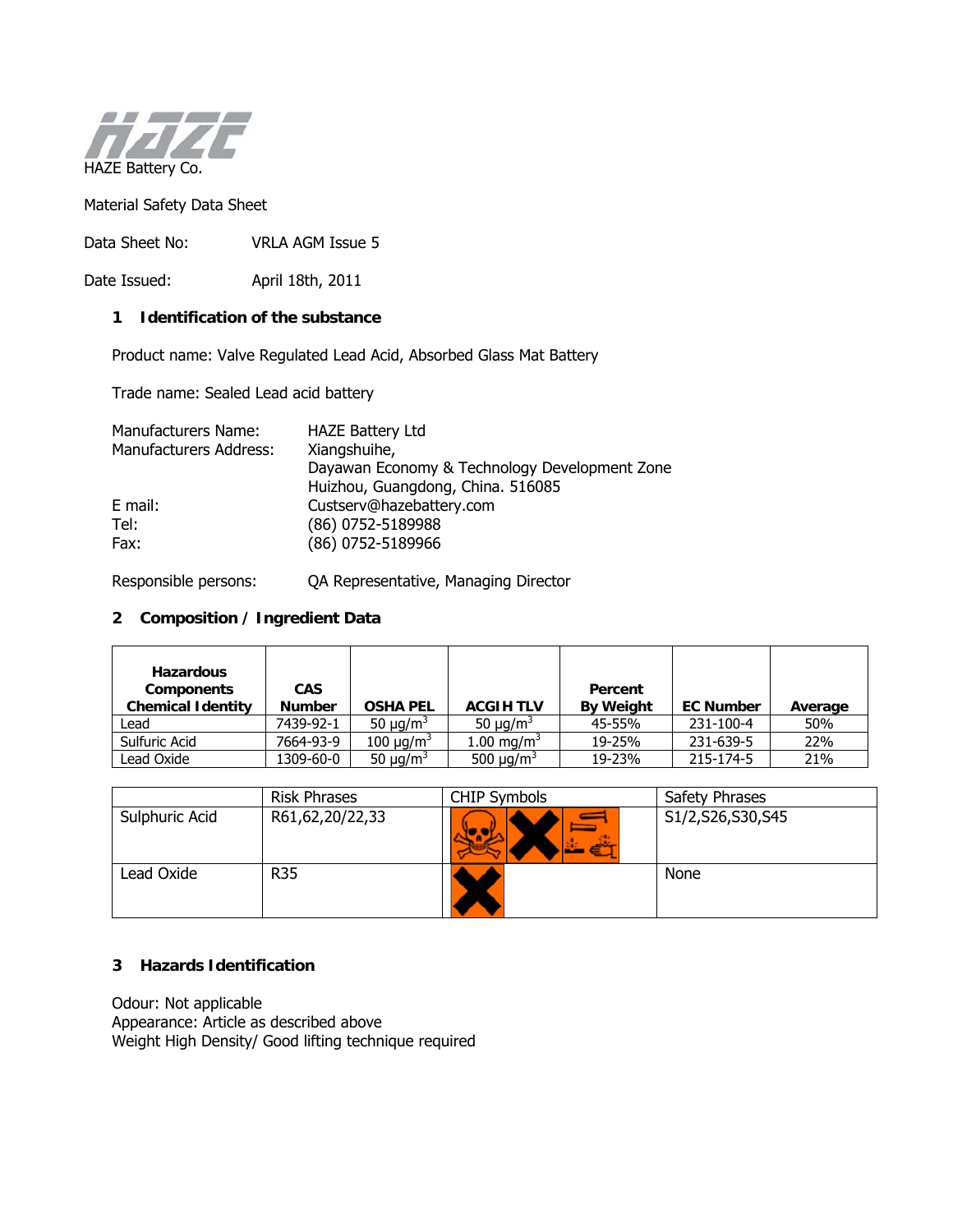HAZE Battery Co.

Material Safety Data Sheet

Data Sheet No: VRLA AGM Issue 5

Date Issued: April 18th, 2011

## 1 Identification of the substance

Product name: Valve Regulated Lead Acid, Absorbed Glass Mat Battery

Trade name: Sealed Lead acid battery

Manufacturers Name: HAZE Battery Ltd
Manufacturers Address: Xiangshuihe,
Dayawan Economy & Technology Development Zone
Huizhou, Guangdong, China. 516085
E mail: Custserv@hazebattery.com
Tel: (86) 0752-5189988
Fax: (86) 0752-5189966

Responsible persons: QA Representative, Managing Director

## 2 Composition / Ingredient Data

| Hazardous Components Chemical Identity | CAS Number | OSHA PEL | ACGIH TLV | Percent By Weight | EC Number | Average |
|---|---|---|---|---|---|---|
| Lead | 7439-92-1 | 50 µg/m$^3$ | 50 µg/m$^3$ | 45-55% | 231-100-4 | 50% |
| Sulfuric Acid | 7664-93-9 | 100 µg/m$^3$ | 1.00 mg/m$^3$ | 19-25% | 231-639-5 | 22% |
| Lead Oxide | 1309-60-0 | 50 µg/m$^3$ | 500 µg/m$^3$ | 19-23% | 215-174-5 | 21% |

| | Risk Phrases | CHIP Symbols | Safety Phrases |
|---|---|---|---|
| Sulphuric Acid | R61,62,20/22,33 | | S1/2,S26,S30,S45 |
| Lead Oxide | R35 | | None |

## 3 Hazards Identification

Odour: Not applicable
Appearance: Article as described above
Weight High Density/ Good lifting technique required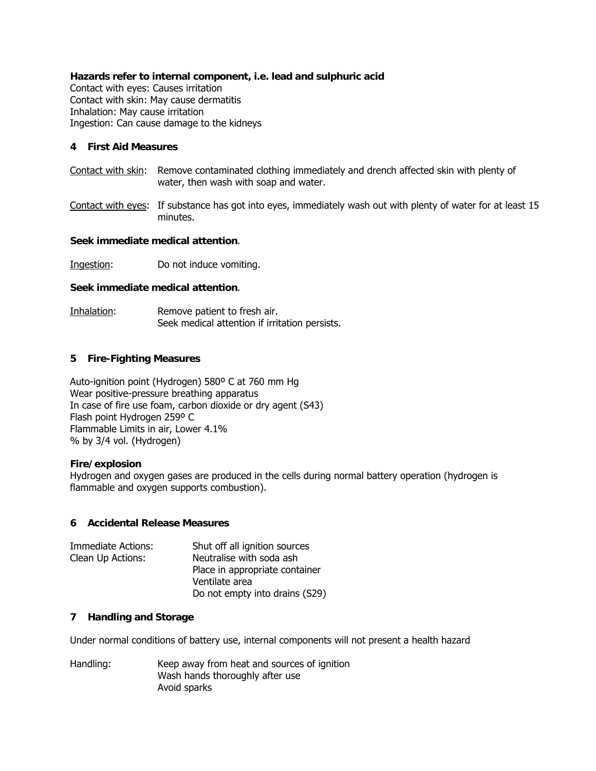**Hazards refer to internal component, i.e. lead and sulphuric acid**

Contact with eyes: Causes irritation
Contact with skin: May cause dermatitis
Inhalation: May cause irritation
Ingestion: Can cause damage to the kidneys

## 4 First Aid Measures

Contact with skin: Remove contaminated clothing immediately and drench affected skin with plenty of water, then wash with soap and water.

Contact with eyes: If substance has got into eyes, immediately wash out with plenty of water for at least 15 minutes.

**Seek immediate medical attention**.

Ingestion: Do not induce vomiting.

**Seek immediate medical attention**.

Inhalation: Remove patient to fresh air.
Seek medical attention if irritation persists.

## 5 Fire-Fighting Measures

Auto-ignition point (Hydrogen) 580º C at 760 mm Hg
Wear positive-pressure breathing apparatus
In case of fire use foam, carbon dioxide or dry agent (S43)
Flash point Hydrogen 259º C
Flammable Limits in air, Lower 4.1%
% by 3/4 vol. (Hydrogen)

**Fire/explosion**

Hydrogen and oxygen gases are produced in the cells during normal battery operation (hydrogen is flammable and oxygen supports combustion).

## 6 Accidental Release Measures

Immediate Actions: Shut off all ignition sources
Clean Up Actions: Neutralise with soda ash
Place in appropriate container
Ventilate area
Do not empty into drains (S29)

## 7 Handling and Storage

Under normal conditions of battery use, internal components will not present a health hazard

Handling: Keep away from heat and sources of ignition
Wash hands thoroughly after use
Avoid sparks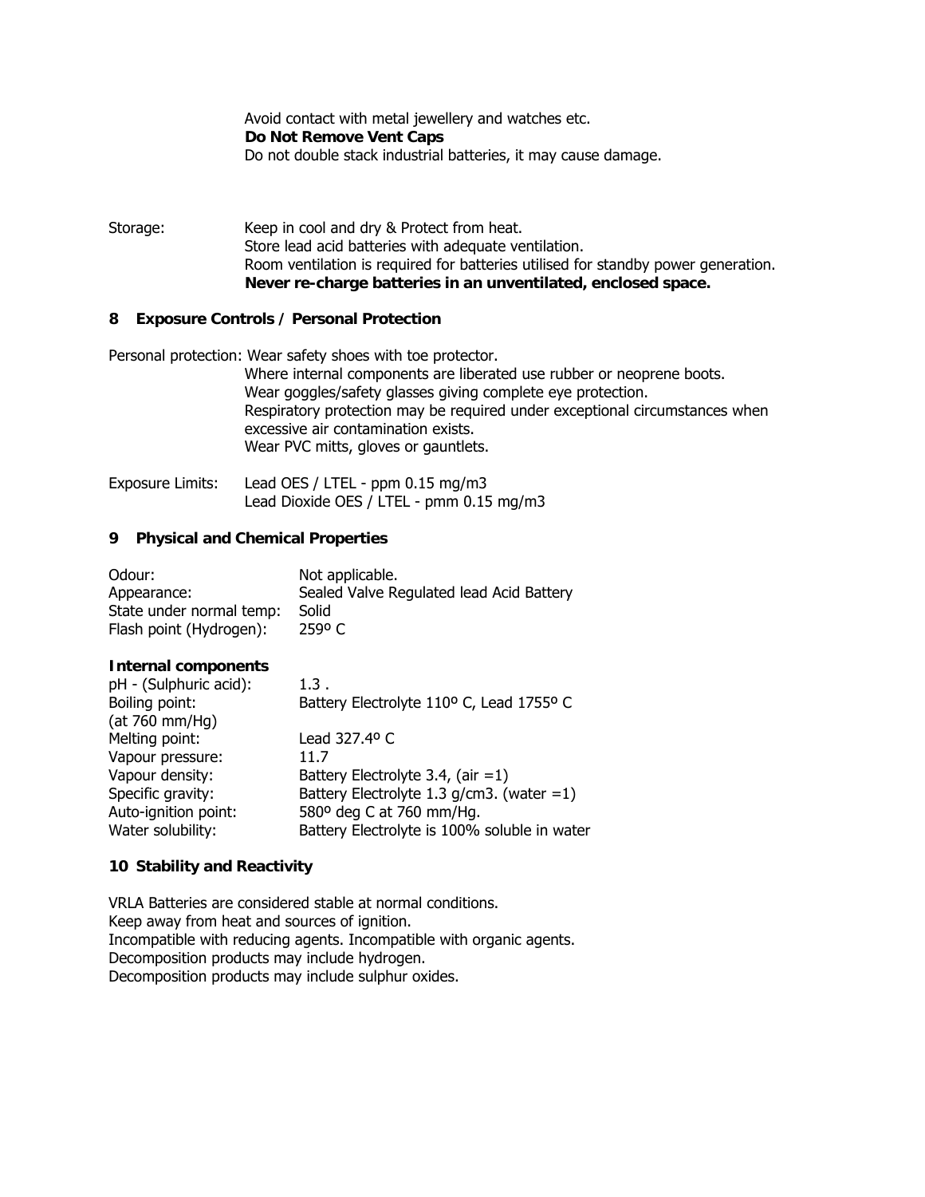Avoid contact with metal jewellery and watches etc.
**Do Not Remove Vent Caps**
Do not double stack industrial batteries, it may cause damage.

Storage: Keep in cool and dry & Protect from heat.
Store lead acid batteries with adequate ventilation.
Room ventilation is required for batteries utilised for standby power generation.
**Never re-charge batteries in an unventilated, enclosed space.**

## 8 Exposure Controls / Personal Protection

Personal protection: Wear safety shoes with toe protector.
Where internal components are liberated use rubber or neoprene boots.
Wear goggles/safety glasses giving complete eye protection.
Respiratory protection may be required under exceptional circumstances when excessive air contamination exists.
Wear PVC mitts, gloves or gauntlets.

Exposure Limits: Lead OES / LTEL - ppm 0.15 mg/m3
Lead Dioxide OES / LTEL - pmm 0.15 mg/m3

## 9 Physical and Chemical Properties

| | |
|---|---|
| Odour: | Not applicable. |
| Appearance: | Sealed Valve Regulated lead Acid Battery |
| State under normal temp: | Solid |
| Flash point (Hydrogen): | 259º C |

**Internal components**

| | |
|---|---|
| pH - (Sulphuric acid): | 1.3 . |
| Boiling point: (at 760 mm/Hg) | Battery Electrolyte 110º C, Lead 1755º C |
| Melting point: | Lead 327.4º C |
| Vapour pressure: | 11.7 |
| Vapour density: | Battery Electrolyte 3.4, (air =1) |
| Specific gravity: | Battery Electrolyte 1.3 g/cm3. (water =1) |
| Auto-ignition point: | 580º deg C at 760 mm/Hg. |
| Water solubility: | Battery Electrolyte is 100% soluble in water |

## 10 Stability and Reactivity

VRLA Batteries are considered stable at normal conditions.
Keep away from heat and sources of ignition.
Incompatible with reducing agents. Incompatible with organic agents.
Decomposition products may include hydrogen.
Decomposition products may include sulphur oxides.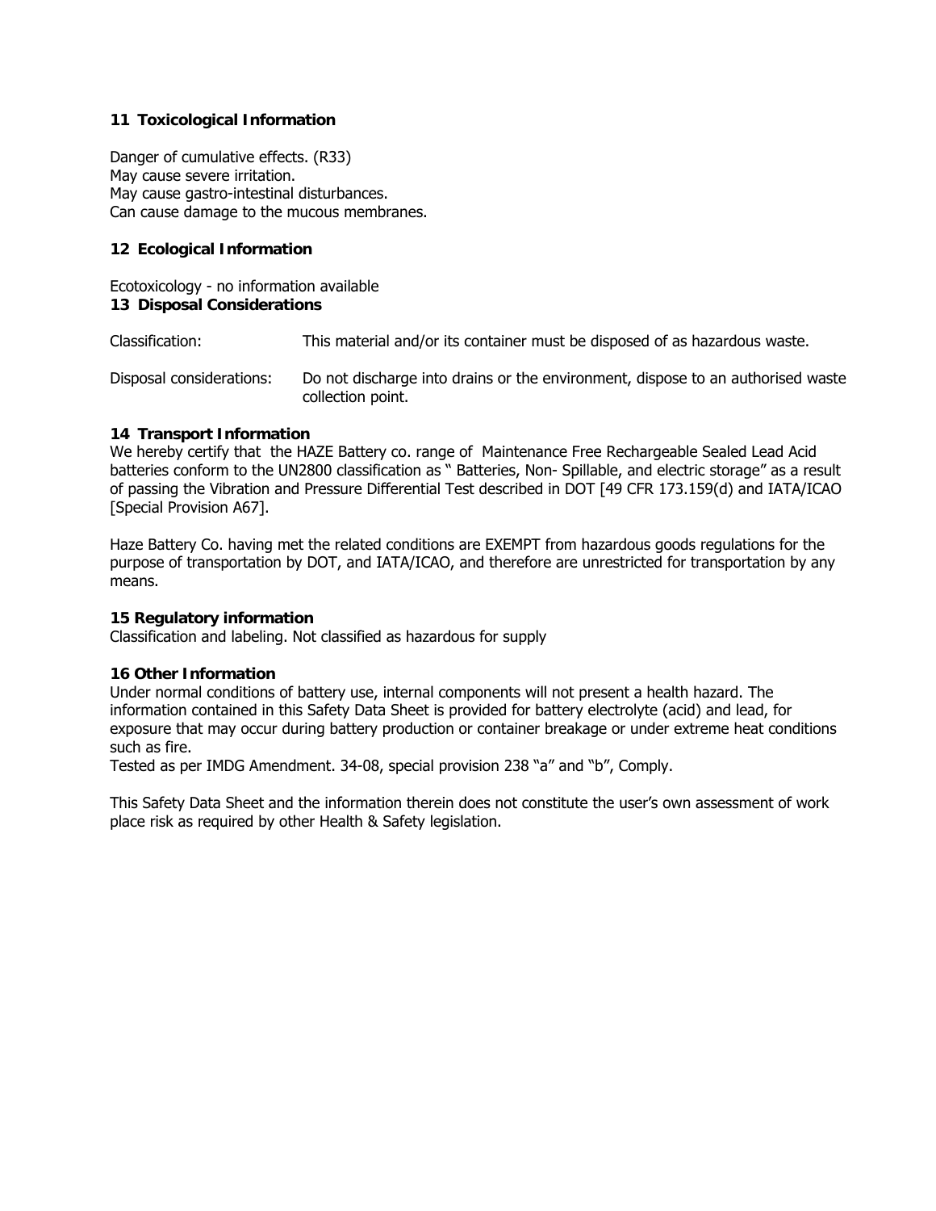## 11 Toxicological Information

Danger of cumulative effects. (R33)
May cause severe irritation.
May cause gastro-intestinal disturbances.
Can cause damage to the mucous membranes.

## 12 Ecological Information

Ecotoxicology - no information available

## 13 Disposal Considerations

| | |
|---|---|
| Classification: | This material and/or its container must be disposed of as hazardous waste. |
| Disposal considerations: | Do not discharge into drains or the environment, dispose to an authorised waste collection point. |

## 14 Transport Information

We hereby certify that the HAZE Battery co. range of Maintenance Free Rechargeable Sealed Lead Acid batteries conform to the UN2800 classification as " Batteries, Non- Spillable, and electric storage" as a result of passing the Vibration and Pressure Differential Test described in DOT [49 CFR 173.159(d) and IATA/ICAO [Special Provision A67].

Haze Battery Co. having met the related conditions are EXEMPT from hazardous goods regulations for the purpose of transportation by DOT, and IATA/ICAO, and therefore are unrestricted for transportation by any means.

## 15 Regulatory information

Classification and labeling. Not classified as hazardous for supply

## 16 Other Information

Under normal conditions of battery use, internal components will not present a health hazard. The information contained in this Safety Data Sheet is provided for battery electrolyte (acid) and lead, for exposure that may occur during battery production or container breakage or under extreme heat conditions such as fire.
Tested as per IMDG Amendment. 34-08, special provision 238 "a" and "b", Comply.

This Safety Data Sheet and the information therein does not constitute the user's own assessment of work place risk as required by other Health & Safety legislation.